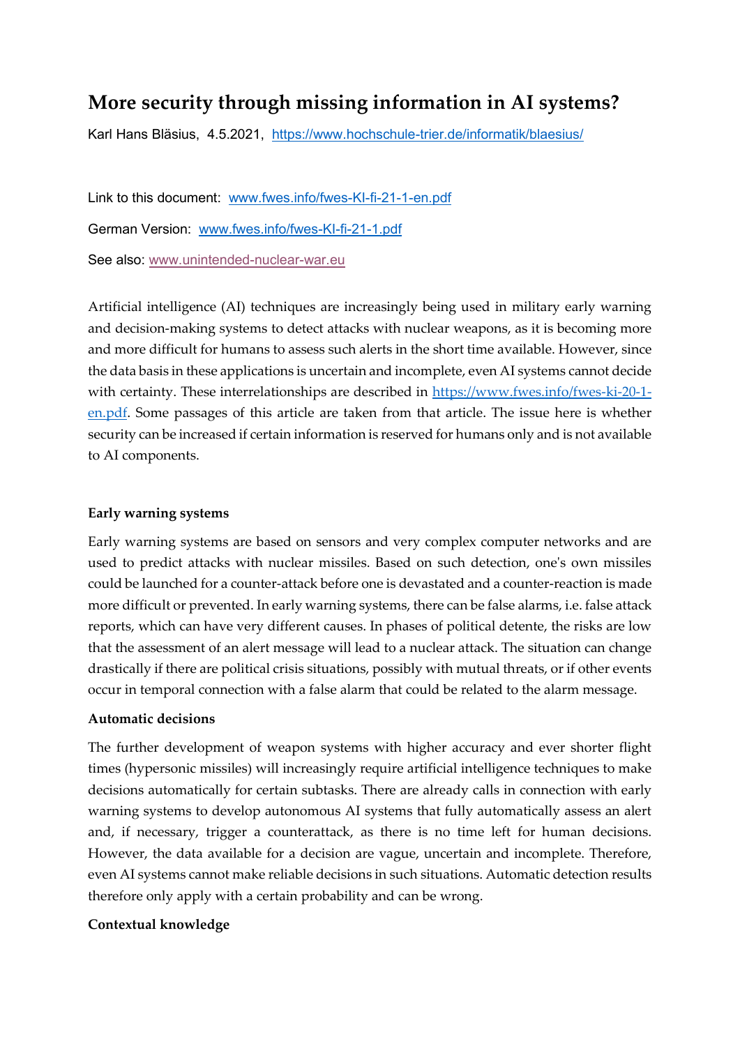# More security through missing information in AI systems?

Karl Hans Bläsius, 4.5.2021, [https://www.hochschule-trier.de/informatik/blaesius/](https://www.hochschule-trier.de/informatik/blaesius/)

Link to this document: [www.fwes.info/fwes-KI-fi-21-1-en.pdf](www.fwes.info/fwes-KI-fi-21-1-en.pdf)

German Version: [www.fwes.info/fwes-KI-fi-21-1.pdf](www.fwes.info/fwes-KI-fi-21-1.pdf)

See also: [www.unintended-nuclear-war.eu](www.unintended-nuclear-war.eu)

Artificial intelligence (AI) techniques are increasingly being used in military early warning and decision-making systems to detect attacks with nuclear weapons, as it is becoming more and more difficult for humans to assess such alerts in the short time available. However, since the data basis in these applications is uncertain and incomplete, even AI systems cannot decide with certainty. These interrelationships are described in [https://www.fwes.info/fwes-ki-20-1-en.pdf](https://www.fwes.info/fwes-ki-20-1-en.pdf). Some passages of this article are taken from that article. The issue here is whether security can be increased if certain information is reserved for humans only and is not available to AI components.

**Early warning systems**

Early warning systems are based on sensors and very complex computer networks and are used to predict attacks with nuclear missiles. Based on such detection, one's own missiles could be launched for a counter-attack before one is devastated and a counter-reaction is made more difficult or prevented. In early warning systems, there can be false alarms, i.e. false attack reports, which can have very different causes. In phases of political detente, the risks are low that the assessment of an alert message will lead to a nuclear attack. The situation can change drastically if there are political crisis situations, possibly with mutual threats, or if other events occur in temporal connection with a false alarm that could be related to the alarm message.

**Automatic decisions**

The further development of weapon systems with higher accuracy and ever shorter flight times (hypersonic missiles) will increasingly require artificial intelligence techniques to make decisions automatically for certain subtasks. There are already calls in connection with early warning systems to develop autonomous AI systems that fully automatically assess an alert and, if necessary, trigger a counterattack, as there is no time left for human decisions. However, the data available for a decision are vague, uncertain and incomplete. Therefore, even AI systems cannot make reliable decisions in such situations. Automatic detection results therefore only apply with a certain probability and can be wrong.

**Contextual knowledge**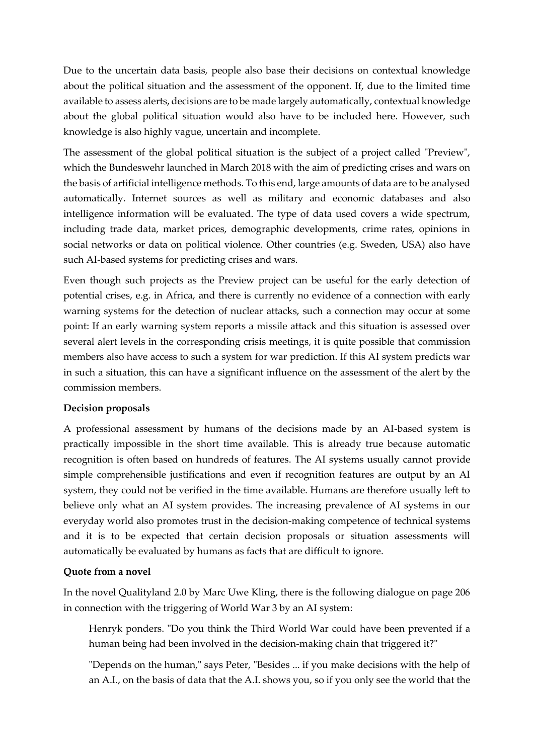Due to the uncertain data basis, people also base their decisions on contextual knowledge about the political situation and the assessment of the opponent. If, due to the limited time available to assess alerts, decisions are to be made largely automatically, contextual knowledge about the global political situation would also have to be included here. However, such knowledge is also highly vague, uncertain and incomplete.

The assessment of the global political situation is the subject of a project called "Preview", which the Bundeswehr launched in March 2018 with the aim of predicting crises and wars on the basis of artificial intelligence methods. To this end, large amounts of data are to be analysed automatically. Internet sources as well as military and economic databases and also intelligence information will be evaluated. The type of data used covers a wide spectrum, including trade data, market prices, demographic developments, crime rates, opinions in social networks or data on political violence. Other countries (e.g. Sweden, USA) also have such AI-based systems for predicting crises and wars.

Even though such projects as the Preview project can be useful for the early detection of potential crises, e.g. in Africa, and there is currently no evidence of a connection with early warning systems for the detection of nuclear attacks, such a connection may occur at some point: If an early warning system reports a missile attack and this situation is assessed over several alert levels in the corresponding crisis meetings, it is quite possible that commission members also have access to such a system for war prediction. If this AI system predicts war in such a situation, this can have a significant influence on the assessment of the alert by the commission members.

**Decision proposals**

A professional assessment by humans of the decisions made by an AI-based system is practically impossible in the short time available. This is already true because automatic recognition is often based on hundreds of features. The AI systems usually cannot provide simple comprehensible justifications and even if recognition features are output by an AI system, they could not be verified in the time available. Humans are therefore usually left to believe only what an AI system provides. The increasing prevalence of AI systems in our everyday world also promotes trust in the decision-making competence of technical systems and it is to be expected that certain decision proposals or situation assessments will automatically be evaluated by humans as facts that are difficult to ignore.

**Quote from a novel**

In the novel Qualityland 2.0 by Marc Uwe Kling, there is the following dialogue on page 206 in connection with the triggering of World War 3 by an AI system:

> Henryk ponders. "Do you think the Third World War could have been prevented if a human being had been involved in the decision-making chain that triggered it?"
>
> "Depends on the human," says Peter, "Besides ... if you make decisions with the help of an A.I., on the basis of data that the A.I. shows you, so if you only see the world that the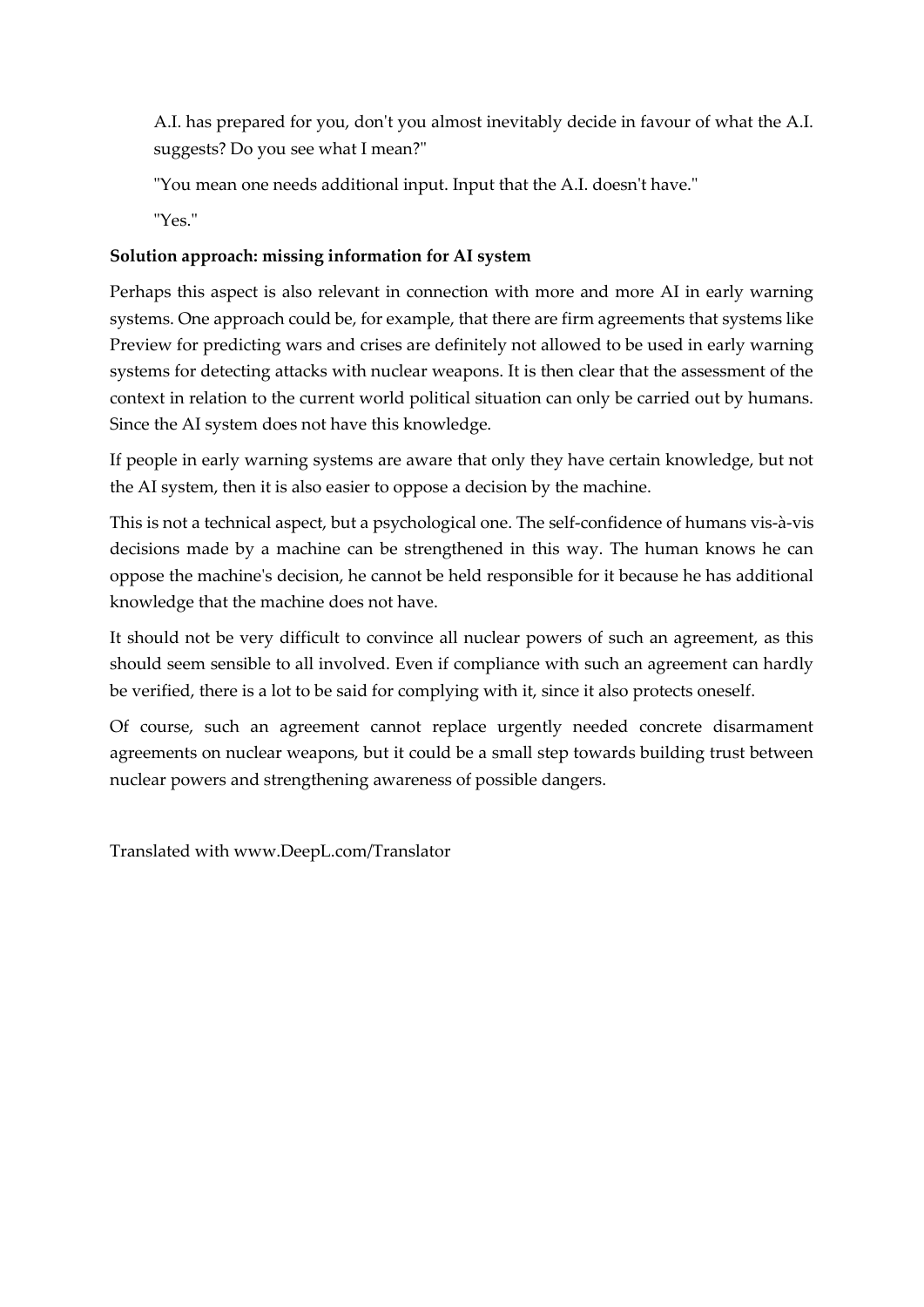A.I. has prepared for you, don't you almost inevitably decide in favour of what the A.I. suggests? Do you see what I mean?"

"You mean one needs additional input. Input that the A.I. doesn't have."

"Yes."

**Solution approach: missing information for AI system**

Perhaps this aspect is also relevant in connection with more and more AI in early warning systems. One approach could be, for example, that there are firm agreements that systems like Preview for predicting wars and crises are definitely not allowed to be used in early warning systems for detecting attacks with nuclear weapons. It is then clear that the assessment of the context in relation to the current world political situation can only be carried out by humans. Since the AI system does not have this knowledge.

If people in early warning systems are aware that only they have certain knowledge, but not the AI system, then it is also easier to oppose a decision by the machine.

This is not a technical aspect, but a psychological one. The self-confidence of humans vis-à-vis decisions made by a machine can be strengthened in this way. The human knows he can oppose the machine's decision, he cannot be held responsible for it because he has additional knowledge that the machine does not have.

It should not be very difficult to convince all nuclear powers of such an agreement, as this should seem sensible to all involved. Even if compliance with such an agreement can hardly be verified, there is a lot to be said for complying with it, since it also protects oneself.

Of course, such an agreement cannot replace urgently needed concrete disarmament agreements on nuclear weapons, but it could be a small step towards building trust between nuclear powers and strengthening awareness of possible dangers.

Translated with www.DeepL.com/Translator